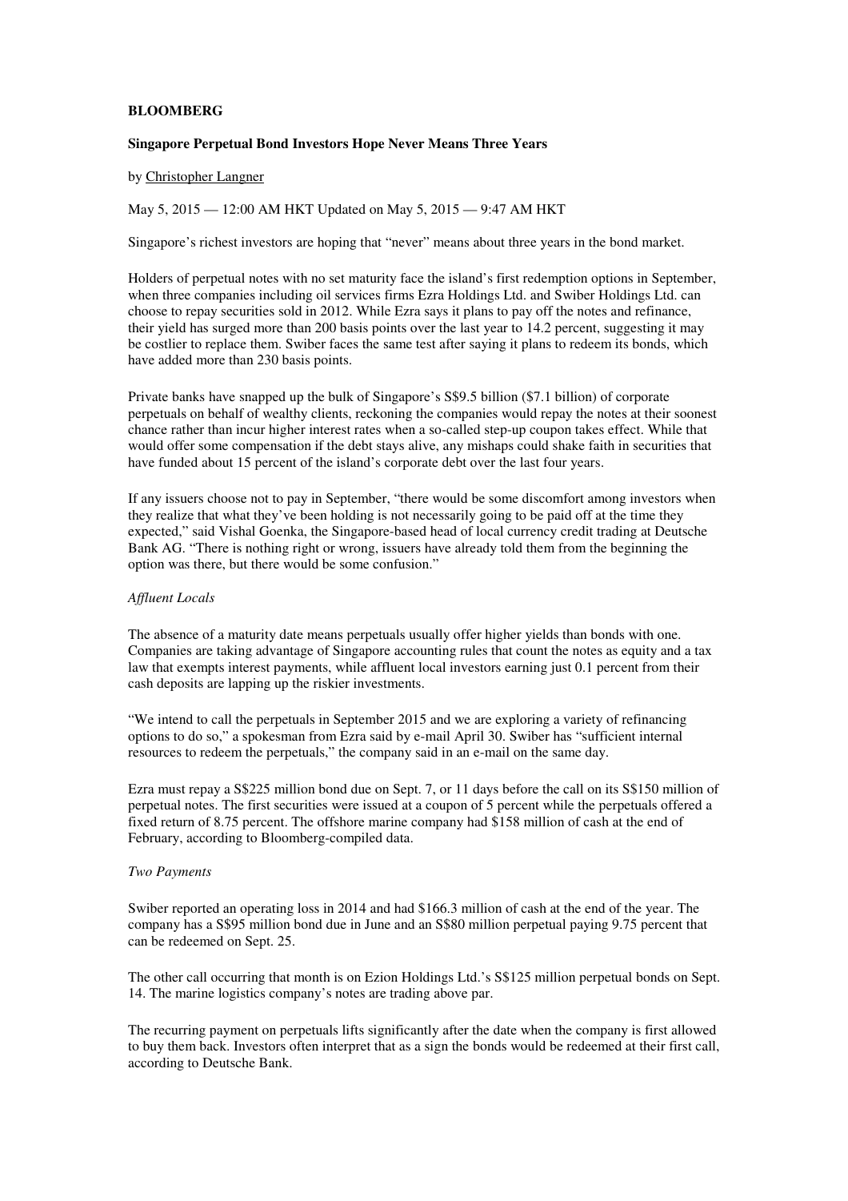**BLOOMBERG**

**Singapore Perpetual Bond Investors Hope Never Means Three Years**

by Christopher Langner

May 5, 2015 — 12:00 AM HKT Updated on May 5, 2015 — 9:47 AM HKT

Singapore's richest investors are hoping that "never" means about three years in the bond market.

Holders of perpetual notes with no set maturity face the island's first redemption options in September, when three companies including oil services firms Ezra Holdings Ltd. and Swiber Holdings Ltd. can choose to repay securities sold in 2012. While Ezra says it plans to pay off the notes and refinance, their yield has surged more than 200 basis points over the last year to 14.2 percent, suggesting it may be costlier to replace them. Swiber faces the same test after saying it plans to redeem its bonds, which have added more than 230 basis points.

Private banks have snapped up the bulk of Singapore's S$9.5 billion ($7.1 billion) of corporate perpetuals on behalf of wealthy clients, reckoning the companies would repay the notes at their soonest chance rather than incur higher interest rates when a so-called step-up coupon takes effect. While that would offer some compensation if the debt stays alive, any mishaps could shake faith in securities that have funded about 15 percent of the island's corporate debt over the last four years.

If any issuers choose not to pay in September, "there would be some discomfort among investors when they realize that what they've been holding is not necessarily going to be paid off at the time they expected," said Vishal Goenka, the Singapore-based head of local currency credit trading at Deutsche Bank AG. "There is nothing right or wrong, issuers have already told them from the beginning the option was there, but there would be some confusion."

*Affluent Locals*

The absence of a maturity date means perpetuals usually offer higher yields than bonds with one. Companies are taking advantage of Singapore accounting rules that count the notes as equity and a tax law that exempts interest payments, while affluent local investors earning just 0.1 percent from their cash deposits are lapping up the riskier investments.

"We intend to call the perpetuals in September 2015 and we are exploring a variety of refinancing options to do so," a spokesman from Ezra said by e-mail April 30. Swiber has "sufficient internal resources to redeem the perpetuals," the company said in an e-mail on the same day.

Ezra must repay a S$225 million bond due on Sept. 7, or 11 days before the call on its S$150 million of perpetual notes. The first securities were issued at a coupon of 5 percent while the perpetuals offered a fixed return of 8.75 percent. The offshore marine company had $158 million of cash at the end of February, according to Bloomberg-compiled data.

*Two Payments*

Swiber reported an operating loss in 2014 and had $166.3 million of cash at the end of the year. The company has a S$95 million bond due in June and an S$80 million perpetual paying 9.75 percent that can be redeemed on Sept. 25.

The other call occurring that month is on Ezion Holdings Ltd.'s S$125 million perpetual bonds on Sept. 14. The marine logistics company's notes are trading above par.

The recurring payment on perpetuals lifts significantly after the date when the company is first allowed to buy them back. Investors often interpret that as a sign the bonds would be redeemed at their first call, according to Deutsche Bank.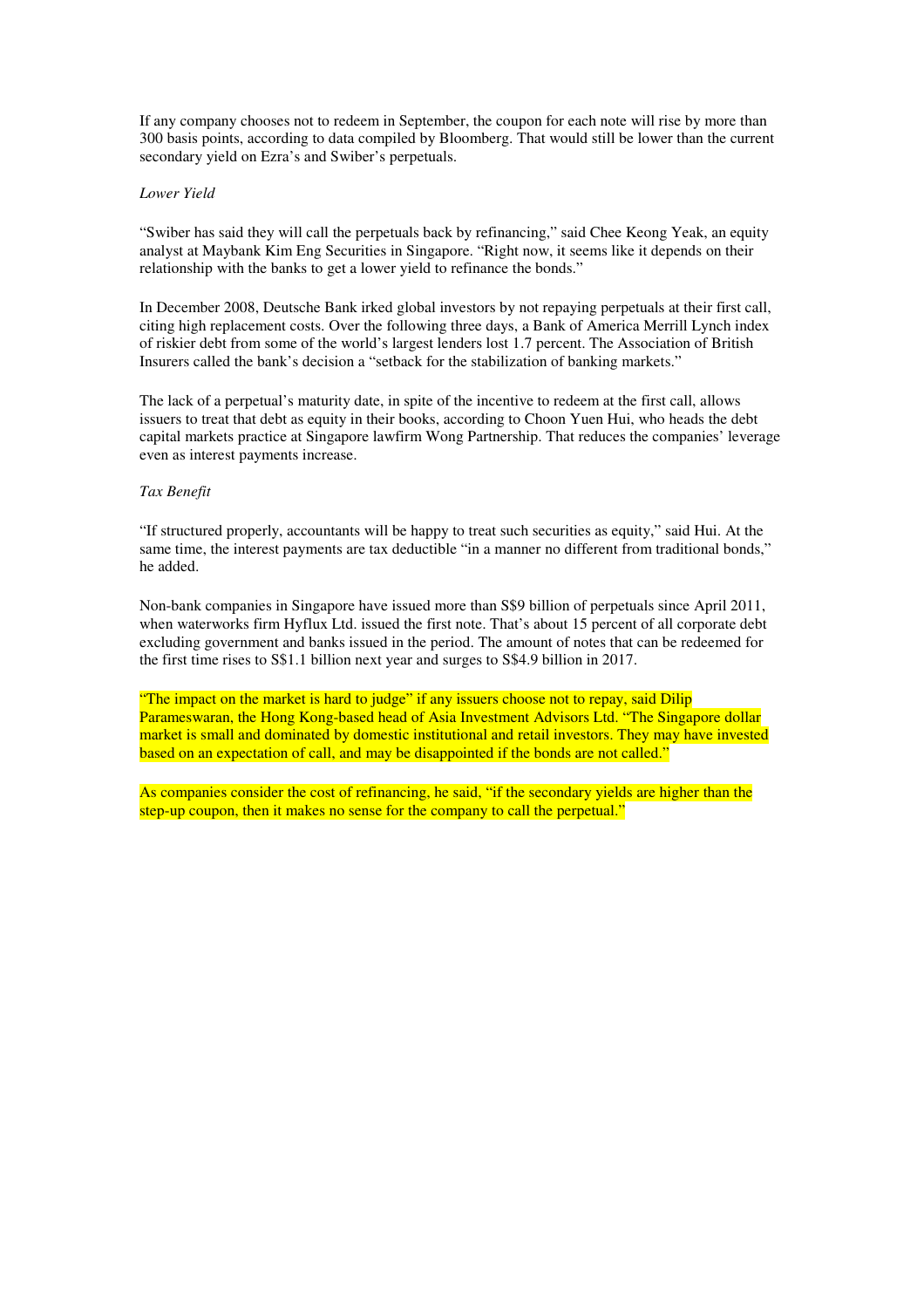If any company chooses not to redeem in September, the coupon for each note will rise by more than 300 basis points, according to data compiled by Bloomberg. That would still be lower than the current secondary yield on Ezra's and Swiber's perpetuals.

*Lower Yield*

"Swiber has said they will call the perpetuals back by refinancing," said Chee Keong Yeak, an equity analyst at Maybank Kim Eng Securities in Singapore. "Right now, it seems like it depends on their relationship with the banks to get a lower yield to refinance the bonds."

In December 2008, Deutsche Bank irked global investors by not repaying perpetuals at their first call, citing high replacement costs. Over the following three days, a Bank of America Merrill Lynch index of riskier debt from some of the world's largest lenders lost 1.7 percent. The Association of British Insurers called the bank's decision a "setback for the stabilization of banking markets."

The lack of a perpetual's maturity date, in spite of the incentive to redeem at the first call, allows issuers to treat that debt as equity in their books, according to Choon Yuen Hui, who heads the debt capital markets practice at Singapore lawfirm Wong Partnership. That reduces the companies' leverage even as interest payments increase.

*Tax Benefit*

"If structured properly, accountants will be happy to treat such securities as equity," said Hui. At the same time, the interest payments are tax deductible "in a manner no different from traditional bonds," he added.

Non-bank companies in Singapore have issued more than S$9 billion of perpetuals since April 2011, when waterworks firm Hyflux Ltd. issued the first note. That's about 15 percent of all corporate debt excluding government and banks issued in the period. The amount of notes that can be redeemed for the first time rises to S$1.1 billion next year and surges to S$4.9 billion in 2017.

"The impact on the market is hard to judge" if any issuers choose not to repay, said Dilip Parameswaran, the Hong Kong-based head of Asia Investment Advisors Ltd. "The Singapore dollar market is small and dominated by domestic institutional and retail investors. They may have invested based on an expectation of call, and may be disappointed if the bonds are not called."

As companies consider the cost of refinancing, he said, "if the secondary yields are higher than the step-up coupon, then it makes no sense for the company to call the perpetual."